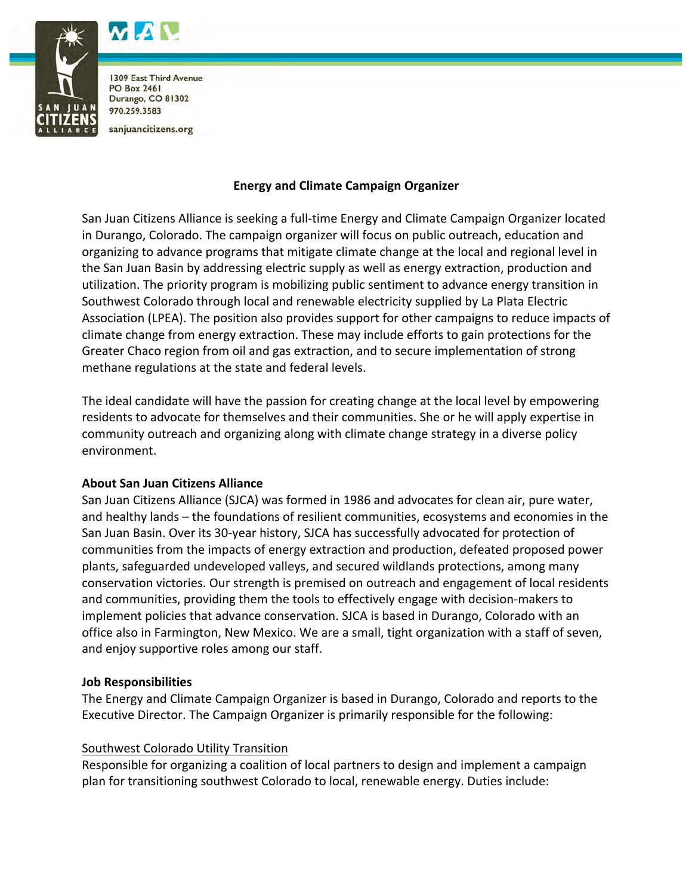1309 East Third Avenue
PO Box 2461
Durango, CO 81302
970.259.3583

sanjuancitizens.org

## Energy and Climate Campaign Organizer

San Juan Citizens Alliance is seeking a full-time Energy and Climate Campaign Organizer located in Durango, Colorado. The campaign organizer will focus on public outreach, education and organizing to advance programs that mitigate climate change at the local and regional level in the San Juan Basin by addressing electric supply as well as energy extraction, production and utilization. The priority program is mobilizing public sentiment to advance energy transition in Southwest Colorado through local and renewable electricity supplied by La Plata Electric Association (LPEA). The position also provides support for other campaigns to reduce impacts of climate change from energy extraction. These may include efforts to gain protections for the Greater Chaco region from oil and gas extraction, and to secure implementation of strong methane regulations at the state and federal levels.

The ideal candidate will have the passion for creating change at the local level by empowering residents to advocate for themselves and their communities. She or he will apply expertise in community outreach and organizing along with climate change strategy in a diverse policy environment.

**About San Juan Citizens Alliance**

San Juan Citizens Alliance (SJCA) was formed in 1986 and advocates for clean air, pure water, and healthy lands – the foundations of resilient communities, ecosystems and economies in the San Juan Basin. Over its 30-year history, SJCA has successfully advocated for protection of communities from the impacts of energy extraction and production, defeated proposed power plants, safeguarded undeveloped valleys, and secured wildlands protections, among many conservation victories. Our strength is premised on outreach and engagement of local residents and communities, providing them the tools to effectively engage with decision-makers to implement policies that advance conservation. SJCA is based in Durango, Colorado with an office also in Farmington, New Mexico. We are a small, tight organization with a staff of seven, and enjoy supportive roles among our staff.

**Job Responsibilities**

The Energy and Climate Campaign Organizer is based in Durango, Colorado and reports to the Executive Director. The Campaign Organizer is primarily responsible for the following:

Southwest Colorado Utility Transition

Responsible for organizing a coalition of local partners to design and implement a campaign plan for transitioning southwest Colorado to local, renewable energy. Duties include: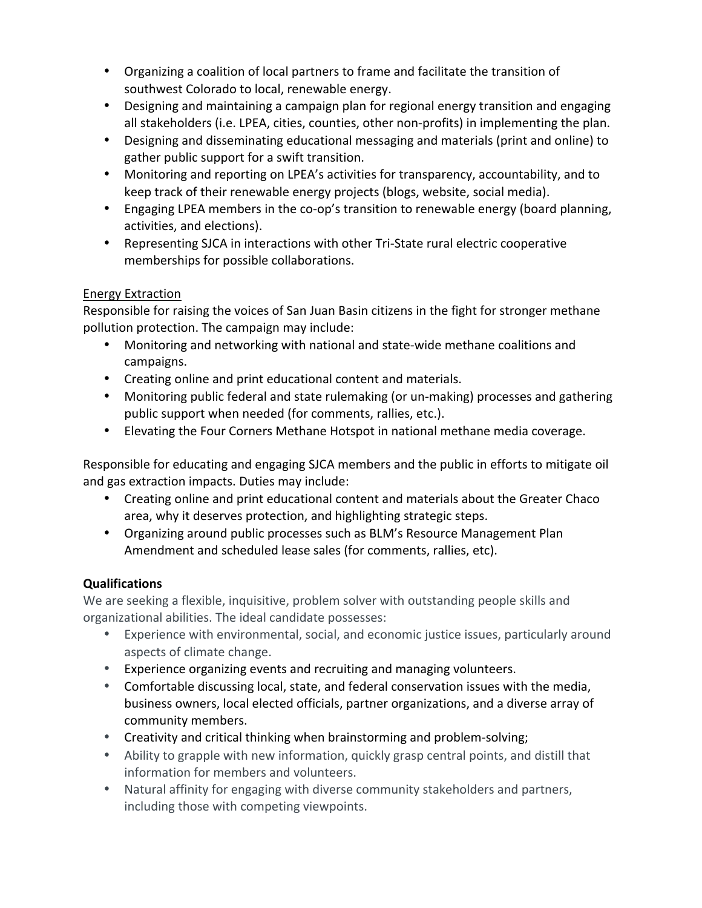- Organizing a coalition of local partners to frame and facilitate the transition of southwest Colorado to local, renewable energy.
- Designing and maintaining a campaign plan for regional energy transition and engaging all stakeholders (i.e. LPEA, cities, counties, other non-profits) in implementing the plan.
- Designing and disseminating educational messaging and materials (print and online) to gather public support for a swift transition.
- Monitoring and reporting on LPEA's activities for transparency, accountability, and to keep track of their renewable energy projects (blogs, website, social media).
- Engaging LPEA members in the co-op's transition to renewable energy (board planning, activities, and elections).
- Representing SJCA in interactions with other Tri-State rural electric cooperative memberships for possible collaborations.

<u>Energy Extraction</u>

Responsible for raising the voices of San Juan Basin citizens in the fight for stronger methane pollution protection. The campaign may include:

- Monitoring and networking with national and state-wide methane coalitions and campaigns.
- Creating online and print educational content and materials.
- Monitoring public federal and state rulemaking (or un-making) processes and gathering public support when needed (for comments, rallies, etc.).
- Elevating the Four Corners Methane Hotspot in national methane media coverage.

Responsible for educating and engaging SJCA members and the public in efforts to mitigate oil and gas extraction impacts. Duties may include:

- Creating online and print educational content and materials about the Greater Chaco area, why it deserves protection, and highlighting strategic steps.
- Organizing around public processes such as BLM's Resource Management Plan Amendment and scheduled lease sales (for comments, rallies, etc).

**Qualifications**

We are seeking a flexible, inquisitive, problem solver with outstanding people skills and organizational abilities. The ideal candidate possesses:

- Experience with environmental, social, and economic justice issues, particularly around aspects of climate change.
- Experience organizing events and recruiting and managing volunteers.
- Comfortable discussing local, state, and federal conservation issues with the media, business owners, local elected officials, partner organizations, and a diverse array of community members.
- Creativity and critical thinking when brainstorming and problem-solving;
- Ability to grapple with new information, quickly grasp central points, and distill that information for members and volunteers.
- Natural affinity for engaging with diverse community stakeholders and partners, including those with competing viewpoints.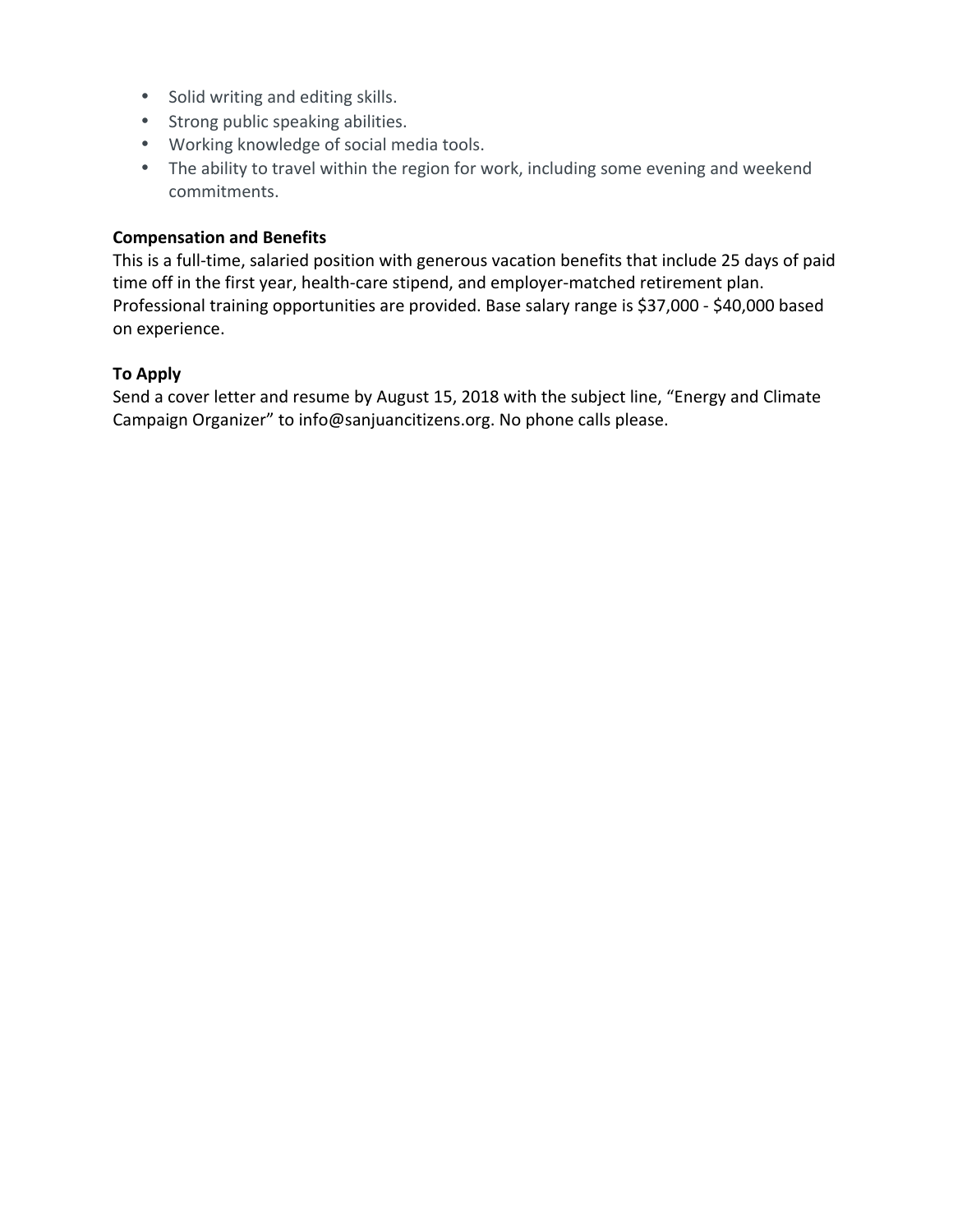- Solid writing and editing skills.
- Strong public speaking abilities.
- Working knowledge of social media tools.
- The ability to travel within the region for work, including some evening and weekend commitments.

**Compensation and Benefits**

This is a full-time, salaried position with generous vacation benefits that include 25 days of paid time off in the first year, health-care stipend, and employer-matched retirement plan. Professional training opportunities are provided. Base salary range is $37,000 - $40,000 based on experience.

**To Apply**

Send a cover letter and resume by August 15, 2018 with the subject line, "Energy and Climate Campaign Organizer" to info@sanjuancitizens.org. No phone calls please.